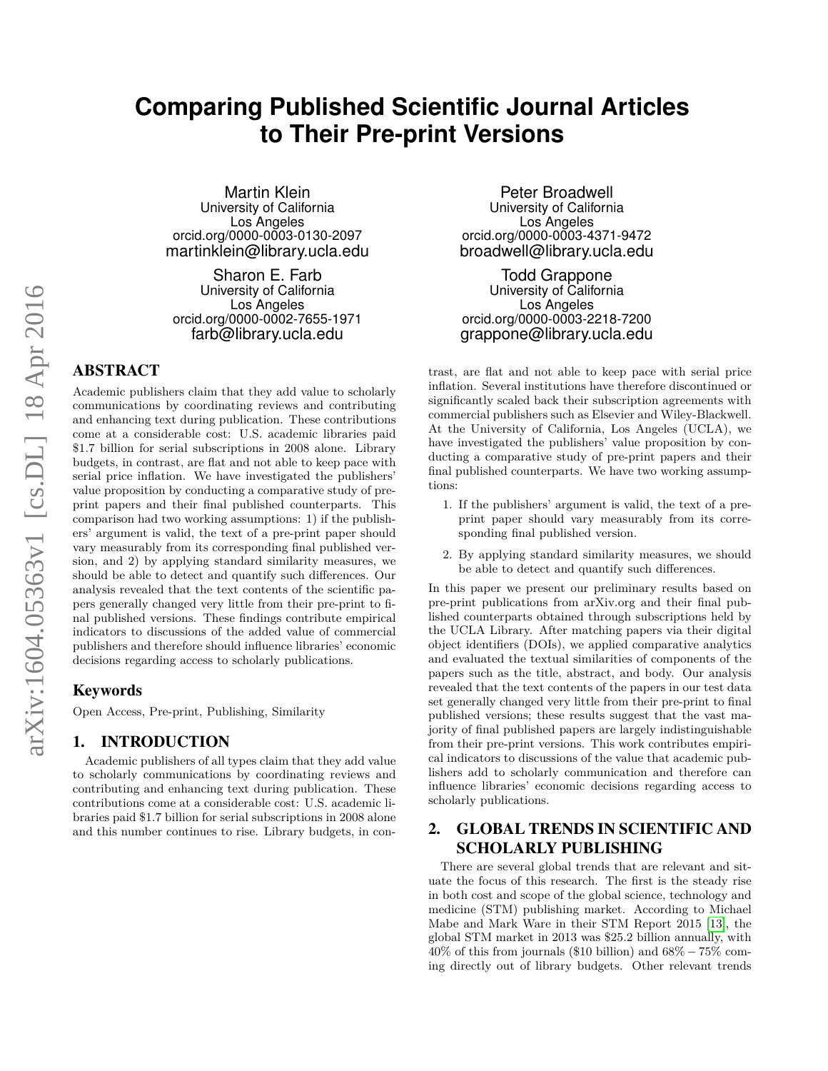# Comparing Published Scientific Journal Articles to Their Pre-print Versions

Martin Klein
University of California
Los Angeles
orcid.org/0000-0003-0130-2097
martinklein@library.ucla.edu

Peter Broadwell
University of California
Los Angeles
orcid.org/0000-0003-4371-9472
broadwell@library.ucla.edu

Sharon E. Farb
University of California
Los Angeles
orcid.org/0000-0002-7655-1971
farb@library.ucla.edu

Todd Grappone
University of California
Los Angeles
orcid.org/0000-0003-2218-7200
grappone@library.ucla.edu

## ABSTRACT

Academic publishers claim that they add value to scholarly communications by coordinating reviews and contributing and enhancing text during publication. These contributions come at a considerable cost: U.S. academic libraries paid \$1.7 billion for serial subscriptions in 2008 alone. Library budgets, in contrast, are flat and not able to keep pace with serial price inflation. We have investigated the publishers' value proposition by conducting a comparative study of pre-print papers and their final published counterparts. This comparison had two working assumptions: 1) if the publishers' argument is valid, the text of a pre-print paper should vary measurably from its corresponding final published version, and 2) by applying standard similarity measures, we should be able to detect and quantify such differences. Our analysis revealed that the text contents of the scientific papers generally changed very little from their pre-print to final published versions. These findings contribute empirical indicators to discussions of the added value of commercial publishers and therefore should influence libraries' economic decisions regarding access to scholarly publications.

### Keywords

Open Access, Pre-print, Publishing, Similarity

## 1. INTRODUCTION

Academic publishers of all types claim that they add value to scholarly communications by coordinating reviews and contributing and enhancing text during publication. These contributions come at a considerable cost: U.S. academic libraries paid \$1.7 billion for serial subscriptions in 2008 alone and this number continues to rise. Library budgets, in contrast, are flat and not able to keep pace with serial price inflation. Several institutions have therefore discontinued or significantly scaled back their subscription agreements with commercial publishers such as Elsevier and Wiley-Blackwell. At the University of California, Los Angeles (UCLA), we have investigated the publishers' value proposition by conducting a comparative study of pre-print papers and their final published counterparts. We have two working assumptions:

1. If the publishers' argument is valid, the text of a pre-print paper should vary measurably from its corresponding final published version.
2. By applying standard similarity measures, we should be able to detect and quantify such differences.

In this paper we present our preliminary results based on pre-print publications from arXiv.org and their final published counterparts obtained through subscriptions held by the UCLA Library. After matching papers via their digital object identifiers (DOIs), we applied comparative analytics and evaluated the textual similarities of components of the papers such as the title, abstract, and body. Our analysis revealed that the text contents of the papers in our test data set generally changed very little from their pre-print to final published versions; these results suggest that the vast majority of final published papers are largely indistinguishable from their pre-print versions. This work contributes empirical indicators to discussions of the value that academic publishers add to scholarly communication and therefore can influence libraries' economic decisions regarding access to scholarly publications.

## 2. GLOBAL TRENDS IN SCIENTIFIC AND SCHOLARLY PUBLISHING

There are several global trends that are relevant and situate the focus of this research. The first is the steady rise in both cost and scope of the global science, technology and medicine (STM) publishing market. According to Michael Mabe and Mark Ware in their STM Report 2015 [13], the global STM market in 2013 was \$25.2 billion annually, with 40% of this from journals (\$10 billion) and $68\% - 75\%$ coming directly out of library budgets. Other relevant trends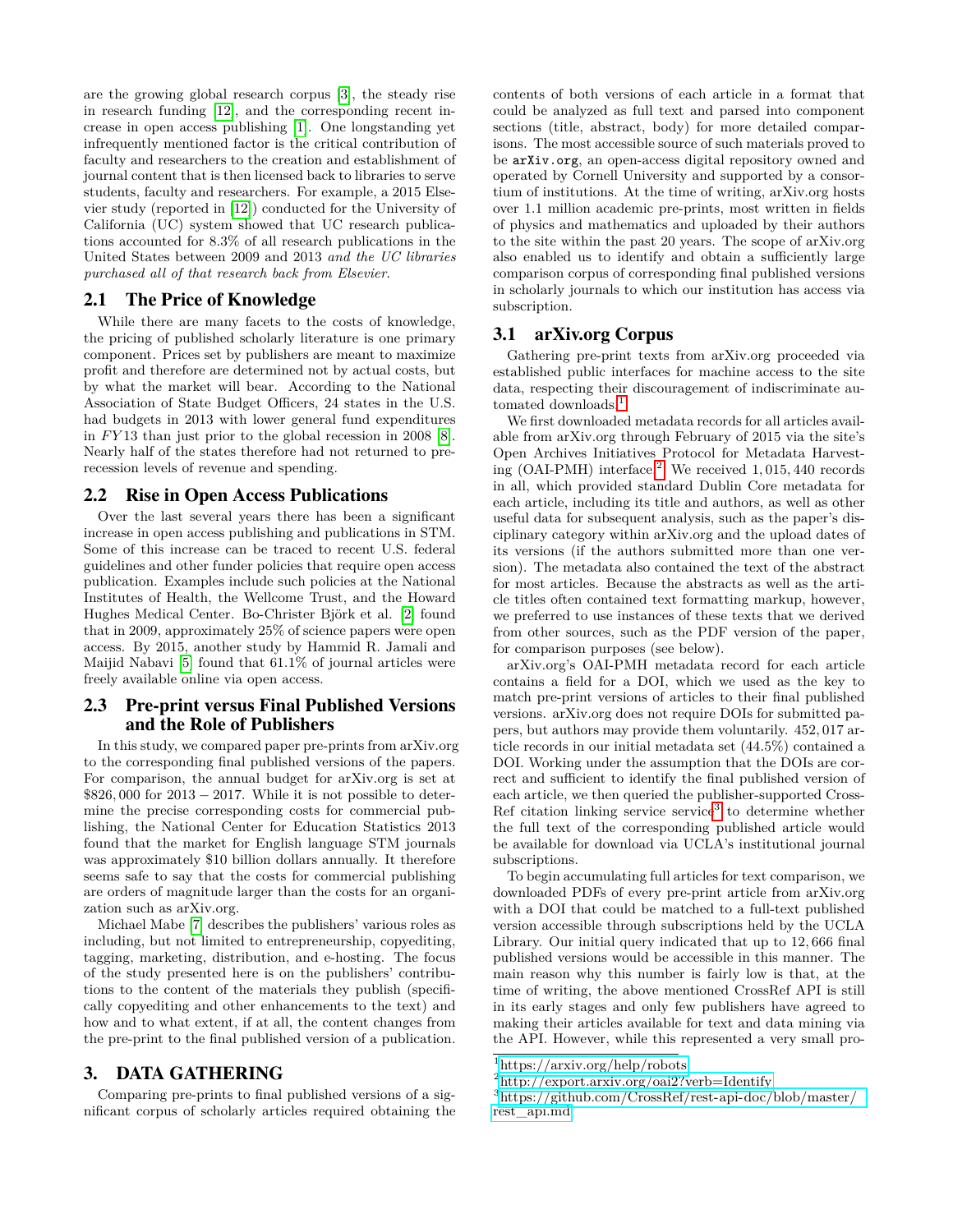are the growing global research corpus [3], the steady rise in research funding [12], and the corresponding recent increase in open access publishing [1]. One longstanding yet infrequently mentioned factor is the critical contribution of faculty and researchers to the creation and establishment of journal content that is then licensed back to libraries to serve students, faculty and researchers. For example, a 2015 Elsevier study (reported in [12]) conducted for the University of California (UC) system showed that UC research publications accounted for 8.3% of all research publications in the United States between 2009 and 2013 *and the UC libraries purchased all of that research back from Elsevier*.

## 2.1 The Price of Knowledge

While there are many facets to the costs of knowledge, the pricing of published scholarly literature is one primary component. Prices set by publishers are meant to maximize profit and therefore are determined not by actual costs, but by what the market will bear. According to the National Association of State Budget Officers, 24 states in the U.S. had budgets in 2013 with lower general fund expenditures in $FY13$ than just prior to the global recession in 2008 [8]. Nearly half of the states therefore had not returned to pre-recession levels of revenue and spending.

## 2.2 Rise in Open Access Publications

Over the last several years there has been a significant increase in open access publishing and publications in STM. Some of this increase can be traced to recent U.S. federal guidelines and other funder policies that require open access publication. Examples include such policies at the National Institutes of Health, the Wellcome Trust, and the Howard Hughes Medical Center. Bo-Christer Björk et al. [2] found that in 2009, approximately 25% of science papers were open access. By 2015, another study by Hammid R. Jamali and Maijid Nabavi [5] found that 61.1% of journal articles were freely available online via open access.

## 2.3 Pre-print versus Final Published Versions and the Role of Publishers

In this study, we compared paper pre-prints from arXiv.org to the corresponding final published versions of the papers. For comparison, the annual budget for arXiv.org is set at \$826,000 for $2013 - 2017$. While it is not possible to determine the precise corresponding costs for commercial publishing, the National Center for Education Statistics 2013 found that the market for English language STM journals was approximately \$10 billion dollars annually. It therefore seems safe to say that the costs for commercial publishing are orders of magnitude larger than the costs for an organization such as arXiv.org.

Michael Mabe [7] describes the publishers' various roles as including, but not limited to entrepreneurship, copyediting, tagging, marketing, distribution, and e-hosting. The focus of the study presented here is on the publishers' contributions to the content of the materials they publish (specifically copyediting and other enhancements to the text) and how and to what extent, if at all, the content changes from the pre-print to the final published version of a publication.

# 3. DATA GATHERING

Comparing pre-prints to final published versions of a significant corpus of scholarly articles required obtaining the contents of both versions of each article in a format that could be analyzed as full text and parsed into component sections (title, abstract, body) for more detailed comparisons. The most accessible source of such materials proved to be `arXiv.org`, an open-access digital repository owned and operated by Cornell University and supported by a consortium of institutions. At the time of writing, arXiv.org hosts over 1.1 million academic pre-prints, most written in fields of physics and mathematics and uploaded by their authors to the site within the past 20 years. The scope of arXiv.org also enabled us to identify and obtain a sufficiently large comparison corpus of corresponding final published versions in scholarly journals to which our institution has access via subscription.

## 3.1 arXiv.org Corpus

Gathering pre-print texts from arXiv.org proceeded via established public interfaces for machine access to the site data, respecting their discouragement of indiscriminate automated downloads.[1]

We first downloaded metadata records for all articles available from arXiv.org through February of 2015 via the site's Open Archives Initiatives Protocol for Metadata Harvesting (OAI-PMH) interface.[2] We received 1,015,440 records in all, which provided standard Dublin Core metadata for each article, including its title and authors, as well as other useful data for subsequent analysis, such as the paper's disciplinary category within arXiv.org and the upload dates of its versions (if the authors submitted more than one version). The metadata also contained the text of the abstract for most articles. Because the abstracts as well as the article titles often contained text formatting markup, however, we preferred to use instances of these texts that we derived from other sources, such as the PDF version of the paper, for comparison purposes (see below).

arXiv.org's OAI-PMH metadata record for each article contains a field for a DOI, which we used as the key to match pre-print versions of articles to their final published versions. arXiv.org does not require DOIs for submitted papers, but authors may provide them voluntarily. 452,017 article records in our initial metadata set (44.5%) contained a DOI. Working under the assumption that the DOIs are correct and sufficient to identify the final published version of each article, we then queried the publisher-supported CrossRef citation linking service service[3] to determine whether the full text of the corresponding published article would be available for download via UCLA's institutional journal subscriptions.

To begin accumulating full articles for text comparison, we downloaded PDFs of every pre-print article from arXiv.org with a DOI that could be matched to a full-text published version accessible through subscriptions held by the UCLA Library. Our initial query indicated that up to 12,666 final published versions would be accessible in this manner. The main reason why this number is fairly low is that, at the time of writing, the above mentioned CrossRef API is still in its early stages and only few publishers have agreed to making their articles available for text and data mining via the API. However, while this represented a very small pro-

[1] https://arxiv.org/help/robots
[2] http://export.arxiv.org/oai2?verb=Identify
[3] https://github.com/CrossRef/rest-api-doc/blob/master/rest_api.md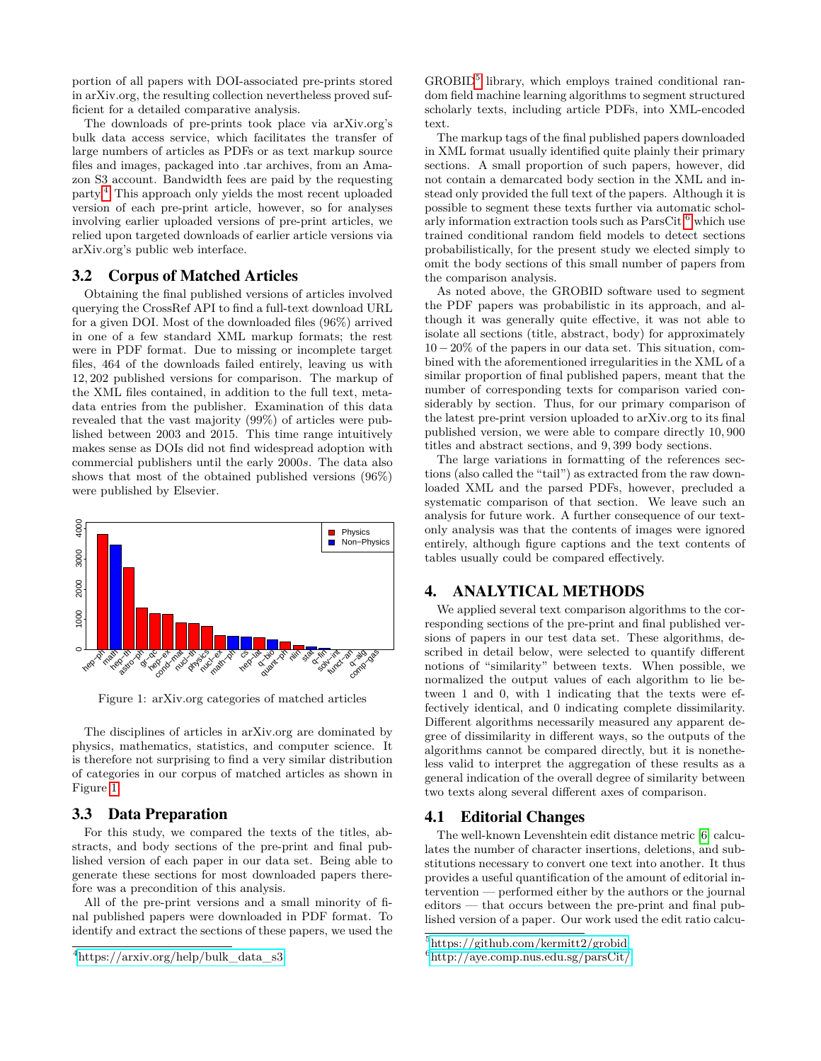portion of all papers with DOI-associated pre-prints stored in arXiv.org, the resulting collection nevertheless proved sufficient for a detailed comparative analysis.

The downloads of pre-prints took place via arXiv.org's bulk data access service, which facilitates the transfer of large numbers of articles as PDFs or as text markup source files and images, packaged into .tar archives, from an Amazon S3 account. Bandwidth fees are paid by the requesting party.[4] This approach only yields the most recent uploaded version of each pre-print article, however, so for analyses involving earlier uploaded versions of pre-prints articles, we relied upon targeted downloads of earlier article versions via arXiv.org's public web interface.

### 3.2 Corpus of Matched Articles

Obtaining the final published versions of articles involved querying the CrossRef API to find a full-text download URL for a given DOI. Most of the downloaded files (96%) arrived in one of a few standard XML markup formats; the rest were in PDF format. Due to missing or incomplete target files, 464 of the downloads failed entirely, leaving us with 12,202 published versions for comparison. The markup of the XML files contained, in addition to the full text, metadata entries from the publisher. Examination of this data revealed that the vast majority (99%) of articles were published between 2003 and 2015. This time range intuitively makes sense as DOIs did not find widespread adoption with commercial publishers until the early 2000s. The data also shows that most of the obtained published versions (96%) were published by Elsevier.

Figure 1: arXiv.org categories of matched articles

The disciplines of articles in arXiv.org are dominated by physics, mathematics, statistics, and computer science. It is therefore not surprising to find a very similar distribution of categories in our corpus of matched articles as shown in Figure 1.

### 3.3 Data Preparation

For this study, we compared the texts of the titles, abstracts, and body sections of the pre-print and final published version of each paper in our data set. Being able to generate these sections for most downloaded papers therefore was a precondition of this analysis.

All of the pre-print versions and a small minority of final published papers were downloaded in PDF format. To identify and extract the sections of these papers, we used the GROBID[5] library, which employs trained conditional random field machine learning algorithms to segment structured scholarly texts, including article PDFs, into XML-encoded text.

The markup tags of the final published papers downloaded in XML format usually identified quite plainly their primary sections. A small proportion of such papers, however, did not contain a demarcated body section in the XML and instead only provided the full text of the papers. Although it is possible to segment these texts further via automatic scholarly information extraction tools such as ParsCit,[6] which use trained conditional random field models to detect sections probabilistically, for the present study we elected simply to omit the body sections of this small number of papers from the comparison analysis.

As noted above, the GROBID software used to segment the PDF papers was probabilistic in its approach, and although it was generally quite effective, it was not able to isolate all sections (title, abstract, body) for approximately $10-20\%$ of the papers in our data set. This situation, combined with the aforementioned irregularities in the XML of a similar proportion of final published papers, meant that the number of corresponding texts for comparison varied considerably by section. Thus, for our primary comparison of the latest pre-print version uploaded to arXiv.org to its final published version, we were able to compare directly 10,900 titles and abstract sections, and 9,399 body sections.

The large variations in formatting of the references sections (also called the "tail") as extracted from the raw downloaded XML and the parsed PDFs, however, precluded a systematic comparison of that section. We leave such an analysis for future work. A further consequence of our text-only analysis was that the contents of images were ignored entirely, although figure captions and the text contents of tables usually could be compared effectively.

## 4. ANALYTICAL METHODS

We applied several text comparison algorithms to the corresponding sections of the pre-print and final published versions of papers in our test data set. These algorithms, described in detail below, were selected to quantify different notions of "similarity" between texts. When possible, we normalized the output values of each algorithm to lie between 1 and 0, with 1 indicating that the texts were effectively identical, and 0 indicating complete dissimilarity. Different algorithms necessarily measured any apparent degree of dissimilarity in different ways, so the outputs of the algorithms cannot be compared directly, but it is nonetheless valid to interpret the aggregation of these results as a general indication of the overall degree of similarity between two texts along several different axes of comparison.

### 4.1 Editorial Changes

The well-known Levenshtein edit distance metric [6] calculates the number of character insertions, deletions, and substitutions necessary to convert one text into another. It thus provides a useful quantification of the amount of editorial intervention — performed either by the authors or the journal editors — that occurs between the pre-print and final published version of a paper. Our work used the edit ratio calcu-

[4] https://arxiv.org/help/bulk_data_s3

[5] https://github.com/kermitt2/grobid

[6] http://aye.comp.nus.edu.sg/parsCit/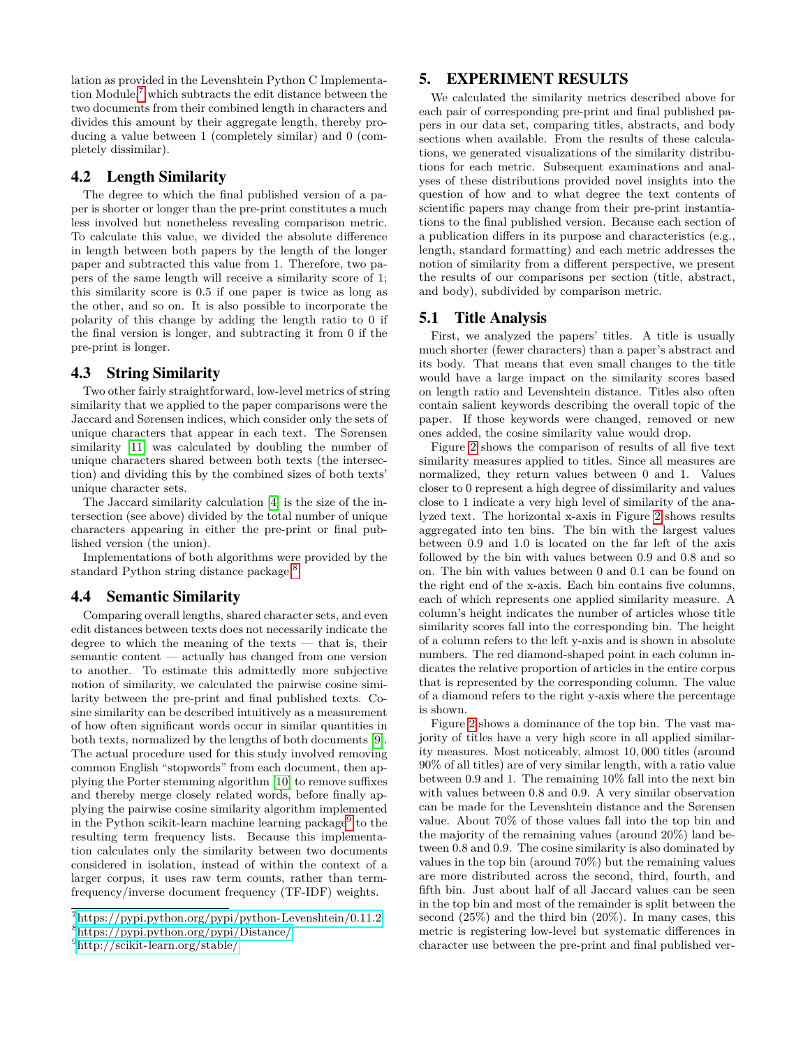lation as provided in the Levenshtein Python C Implementation Module,[7] which subtracts the edit distance between the two documents from their combined length in characters and divides this amount by their aggregate length, thereby producing a value between 1 (completely similar) and 0 (completely dissimilar).

## 4.2 Length Similarity

The degree to which the final published version of a paper is shorter or longer than the pre-print constitutes a much less involved but nonetheless revealing comparison metric. To calculate this value, we divided the absolute difference in length between both papers by the length of the longer paper and subtracted this value from 1. Therefore, two papers of the same length will receive a similarity score of 1; this similarity score is 0.5 if one paper is twice as long as the other, and so on. It is also possible to incorporate the polarity of this change by adding the length ratio to 0 if the final version is longer, and subtracting it from 0 if the pre-print is longer.

## 4.3 String Similarity

Two other fairly straightforward, low-level metrics of string similarity that we applied to the paper comparisons were the Jaccard and Sørensen indices, which consider only the sets of unique characters that appear in each text. The Sørensen similarity [11] was calculated by doubling the number of unique characters shared between both texts (the intersection) and dividing this by the combined sizes of both texts' unique character sets.

The Jaccard similarity calculation [4] is the size of the intersection (see above) divided by the total number of unique characters appearing in either the pre-print or final published version (the union).

Implementations of both algorithms were provided by the standard Python string distance package.[8]

## 4.4 Semantic Similarity

Comparing overall lengths, shared character sets, and even edit distances between texts does not necessarily indicate the degree to which the meaning of the texts — that is, their semantic content — actually has changed from one version to another. To estimate this admittedly more subjective notion of similarity, we calculated the pairwise cosine similarity between the pre-print and final published texts. Cosine similarity can be described intuitively as a measurement of how often significant words occur in similar quantities in both texts, normalized by the lengths of both documents [9]. The actual procedure used for this study involved removing common English "stopwords" from each document, then applying the Porter stemming algorithm [10] to remove suffixes and thereby merge closely related words, before finally applying the pairwise cosine similarity algorithm implemented in the Python scikit-learn machine learning package[9] to the resulting term frequency lists. Because this implementation calculates only the similarity between two documents considered in isolation, instead of within the context of a larger corpus, it uses raw term counts, rather than term-frequency/inverse document frequency (TF-IDF) weights.

[7] https://pypi.python.org/pypi/python-Levenshtein/0.11.2
[8] https://pypi.python.org/pypi/Distance/
[9] http://scikit-learn.org/stable/

# 5. EXPERIMENT RESULTS

We calculated the similarity metrics described above for each pair of corresponding pre-print and final published papers in our data set, comparing titles, abstracts, and body sections when available. From the results of these calculations, we generated visualizations of the similarity distributions for each metric. Subsequent examinations and analyses of these distributions provided novel insights into the question of how and to what degree the text contents of scientific papers may change from their pre-print instantiations to the final published version. Because each section of a publication differs in its purpose and characteristics (e.g., length, standard formatting) and each metric addresses the notion of similarity from a different perspective, we present the results of our comparisons per section (title, abstract, and body), subdivided by comparison metric.

## 5.1 Title Analysis

First, we analyzed the papers' titles. A title is usually much shorter (fewer characters) than a paper's abstract and its body. That means that even small changes to the title would have a large impact on the similarity scores based on length ratio and Levenshtein distance. Titles also often contain salient keywords describing the overall topic of the paper. If those keywords were changed, removed or new ones added, the cosine similarity value would drop.

Figure 2 shows the comparison of results of all five text similarity measures applied to titles. Since all measures are normalized, they return values between 0 and 1. Values closer to 0 represent a high degree of dissimilarity and values close to 1 indicate a very high level of similarity of the analyzed text. The horizontal x-axis in Figure 2 shows results aggregated into ten bins. The bin with the largest values between 0.9 and 1.0 is located on the far left of the axis followed by the bin with values between 0.9 and 0.8 and so on. The bin with values between 0 and 0.1 can be found on the right end of the x-axis. Each bin contains five columns, each of which represents one applied similarity measure. A column's height indicates the number of articles whose title similarity scores fall into the corresponding bin. The height of a column refers to the left y-axis and is shown in absolute numbers. The red diamond-shaped point in each column indicates the relative proportion of articles in the entire corpus that is represented by the corresponding column. The value of a diamond refers to the right y-axis where the percentage is shown.

Figure 2 shows a dominance of the top bin. The vast majority of titles have a very high score in all applied similarity measures. Most noticeably, almost 10,000 titles (around 90% of all titles) are of very similar length, with a ratio value between 0.9 and 1. The remaining 10% fall into the next bin with values between 0.8 and 0.9. A very similar observation can be made for the Levenshtein distance and the Sørensen value. About 70% of those values fall into the top bin and the majority of the remaining values (around 20%) land between 0.8 and 0.9. The cosine similarity is also dominated by values in the top bin (around 70%) but the remaining values are more distributed across the second, third, fourth, and fifth bin. Just about half of all Jaccard values can be seen in the top bin and most of the remainder is split between the second (25%) and the third bin (20%). In many cases, this metric is registering low-level but systematic differences in character use between the pre-print and final published ver-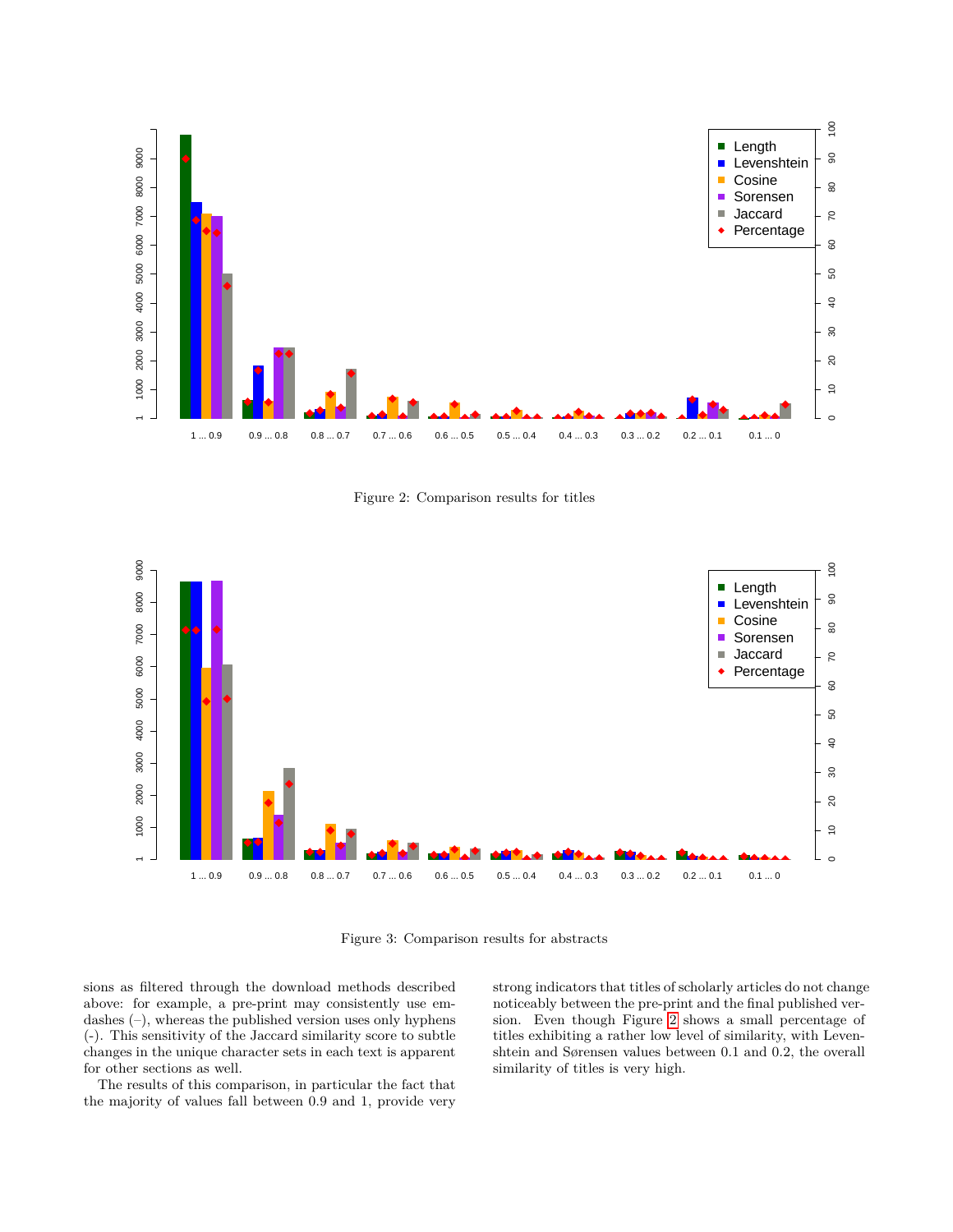Figure 2: Comparison results for titles

Figure 3: Comparison results for abstracts

sions as filtered through the download methods described above: for example, a pre-print may consistently use em-dashes (–), whereas the published version uses only hyphens (-). This sensitivity of the Jaccard similarity score to subtle changes in the unique character sets in each text is apparent for other sections as well.

The results of this comparison, in particular the fact that the majority of values fall between 0.9 and 1, provide very strong indicators that titles of scholarly articles do not change noticeably between the pre-print and the final published version. Even though Figure 2 shows a small percentage of titles exhibiting a rather low level of similarity, with Levenshtein and Sørensen values between 0.1 and 0.2, the overall similarity of titles is very high.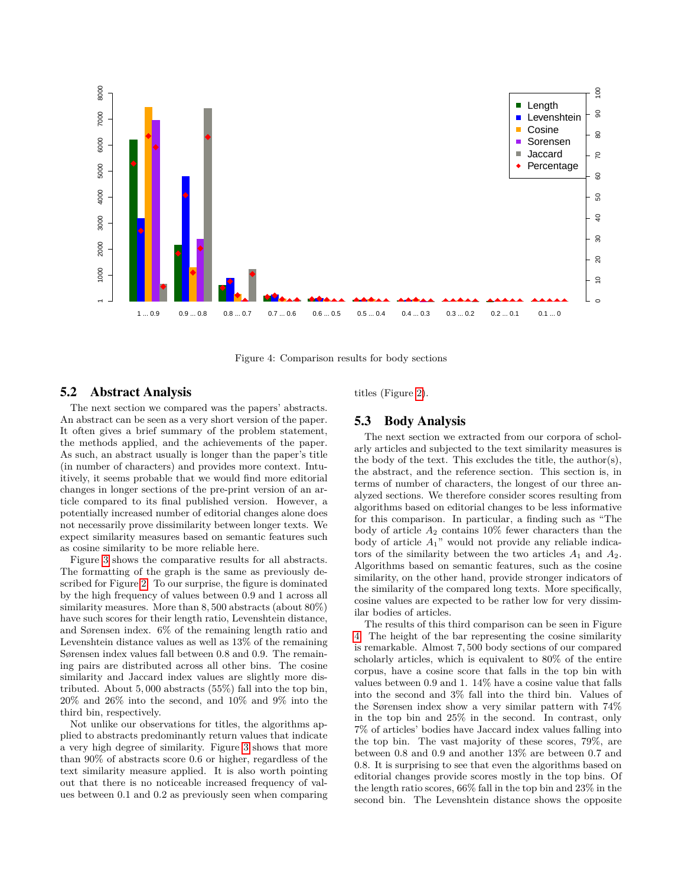Figure 4: Comparison results for body sections

## 5.2 Abstract Analysis

The next section we compared was the papers' abstracts. An abstract can be seen as a very short version of the paper. It often gives a brief summary of the problem statement, the methods applied, and the achievements of the paper. As such, an abstract usually is longer than the paper's title (in number of characters) and provides more context. Intuitively, it seems probable that we would find more editorial changes in longer sections of the pre-print version of an article compared to its final published version. However, a potentially increased number of editorial changes alone does not necessarily prove dissimilarity between longer texts. We expect similarity measures based on semantic features such as cosine similarity to be more reliable here.

Figure 3 shows the comparative results for all abstracts. The formatting of the graph is the same as previously described for Figure 2. To our surprise, the figure is dominated by the high frequency of values between 0.9 and 1 across all similarity measures. More than 8,500 abstracts (about 80%) have such scores for their length ratio, Levenshtein distance, and Sørensen index. 6% of the remaining length ratio and Levenshtein distance values as well as 13% of the remaining Sørensen index values fall between 0.8 and 0.9. The remaining pairs are distributed across all other bins. The cosine similarity and Jaccard index values are slightly more distributed. About 5,000 abstracts (55%) fall into the top bin, 20% and 26% into the second, and 10% and 9% into the third bin, respectively.

Not unlike our observations for titles, the algorithms applied to abstracts predominantly return values that indicate a very high degree of similarity. Figure 3 shows that more than 90% of abstracts score 0.6 or higher, regardless of the text similarity measure applied. It is also worth pointing out that there is no noticeable increased frequency of values between 0.1 and 0.2 as previously seen when comparing titles (Figure 2).

## 5.3 Body Analysis

The next section we extracted from our corpora of scholarly articles and subjected to the text similarity measures is the body of the text. This excludes the title, the author(s), the abstract, and the reference section. This section is, in terms of number of characters, the longest of our three analyzed sections. We therefore consider scores resulting from algorithms based on editorial changes to be less informative for this comparison. In particular, a finding such as "The body of article $A_2$ contains 10% fewer characters than the body of article $A_1$" would not provide any reliable indicators of the similarity between the two articles $A_1$ and $A_2$. Algorithms based on semantic features, such as the cosine similarity, on the other hand, provide stronger indicators of the similarity of the compared long texts. More specifically, cosine values are expected to be rather low for very dissimilar bodies of articles.

The results of this third comparison can be seen in Figure 4. The height of the bar representing the cosine similarity is remarkable. Almost 7,500 body sections of our compared scholarly articles, which is equivalent to 80% of the entire corpus, have a cosine score that falls in the top bin with values between 0.9 and 1. 14% have a cosine value that falls into the second and 3% fall into the third bin. Values of the Sørensen index show a very similar pattern with 74% in the top bin and 25% in the second. In contrast, only 7% of articles' bodies have Jaccard index values falling into the top bin. The vast majority of these scores, 79%, are between 0.8 and 0.9 and another 13% are between 0.7 and 0.8. It is surprising to see that even the algorithms based on editorial changes provide scores mostly in the top bins. Of the length ratio scores, 66% fall in the top bin and 23% in the second bin. The Levenshtein distance shows the opposite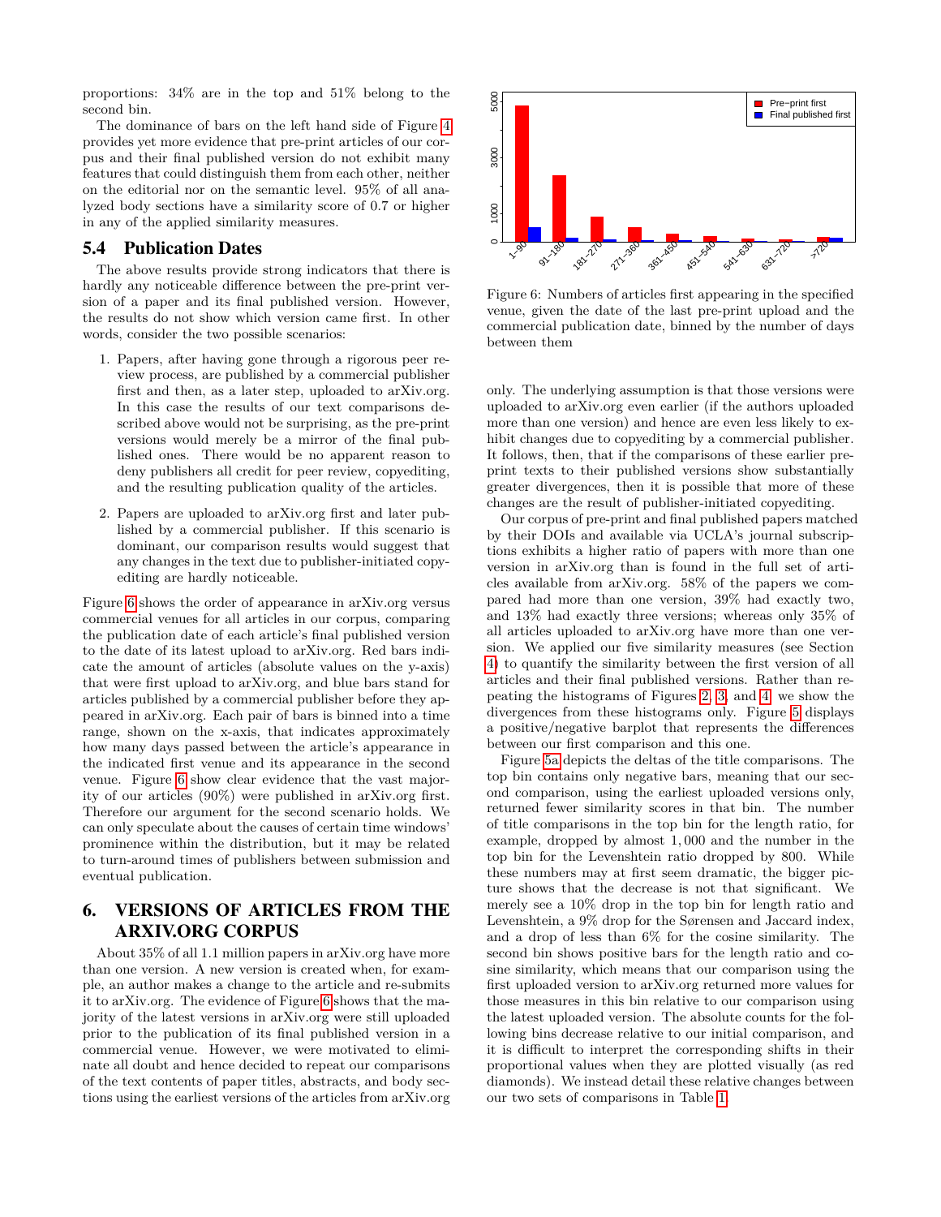proportions: 34% are in the top and 51% belong to the second bin.

The dominance of bars on the left hand side of Figure 4 provides yet more evidence that pre-print articles of our corpus and their final published version do not exhibit many features that could distinguish them from each other, neither on the editorial nor on the semantic level. 95% of all analyzed body sections have a similarity score of 0.7 or higher in any of the applied similarity measures.

## 5.4 Publication Dates

The above results provide strong indicators that there is hardly any noticeable difference between the pre-print version of a paper and its final published version. However, the results do not show which version came first. In other words, consider the two possible scenarios:

1. Papers, after having gone through a rigorous peer review process, are published by a commercial publisher first and then, as a later step, uploaded to arXiv.org. In this case the results of our text comparisons described above would not be surprising, as the pre-print versions would merely be a mirror of the final published ones. There would be no apparent reason to deny publishers all credit for peer review, copyediting, and the resulting publication quality of the articles.

2. Papers are uploaded to arXiv.org first and later published by a commercial publisher. If this scenario is dominant, our comparison results would suggest that any changes in the text due to publisher-initiated copyediting are hardly noticeable.

Figure 6 shows the order of appearance in arXiv.org versus commercial venues for all articles in our corpus, comparing the publication date of each article's final published version to the date of its latest upload to arXiv.org. Red bars indicate the amount of articles (absolute values on the y-axis) that were first upload to arXiv.org, and blue bars stand for articles published by a commercial publisher before they appeared in arXiv.org. Each pair of bars is binned into a time range, shown on the x-axis, that indicates approximately how many days passed between the article's appearance in the indicated first venue and its appearance in the second venue. Figure 6 show clear evidence that the vast majority of our articles (90%) were published in arXiv.org first. Therefore our argument for the second scenario holds. We can only speculate about the causes of certain time windows' prominence within the distribution, but it may be related to turn-around times of publishers between submission and eventual publication.

Figure 6: Numbers of articles first appearing in the specified venue, given the date of the last pre-print upload and the commercial publication date, binned by the number of days between them

# 6. VERSIONS OF ARTICLES FROM THE ARXIV.ORG CORPUS

About 35% of all 1.1 million papers in arXiv.org have more than one version. A new version is created when, for example, an author makes a change to the article and re-submits it to arXiv.org. The evidence of Figure 6 shows that the majority of the latest versions in arXiv.org were still uploaded prior to the publication of its final published version in a commercial venue. However, we were motivated to eliminate all doubt and hence decided to repeat our comparisons of the text contents of paper titles, abstracts, and body sections using the earliest versions of the articles from arXiv.org only. The underlying assumption is that those versions were uploaded to arXiv.org even earlier (if the authors uploaded more than one version) and hence are even less likely to exhibit changes due to copyediting by a commercial publisher. It follows, then, that if the comparisons of these earlier preprint texts to their published versions show substantially greater divergences, then it is possible that more of these changes are the result of publisher-initiated copyediting.

Our corpus of pre-print and final published papers matched by their DOIs and available via UCLA's journal subscriptions exhibits a higher ratio of papers with more than one version in arXiv.org than is found in the full set of articles available from arXiv.org. 58% of the papers we compared had more than one version, 39% had exactly two, and 13% had exactly three versions; whereas only 35% of all articles uploaded to arXiv.org have more than one version. We applied our five similarity measures (see Section 4) to quantify the similarity between the first version of all articles and their final published versions. Rather than repeating the histograms of Figures 2, 3, and 4, we show the divergences from these histograms only. Figure 5 displays a positive/negative barplot that represents the differences between our first comparison and this one.

Figure 5a depicts the deltas of the title comparisons. The top bin contains only negative bars, meaning that our second comparison, using the earliest uploaded versions only, returned fewer similarity scores in that bin. The number of title comparisons in the top bin for the length ratio, for example, dropped by almost 1,000 and the number in the top bin for the Levenshtein ratio dropped by 800. While these numbers may at first seem dramatic, the bigger picture shows that the decrease is not that significant. We merely see a 10% drop in the top bin for length ratio and Levenshtein, a 9% drop for the Sørensen and Jaccard index, and a drop of less than 6% for the cosine similarity. The second bin shows positive bars for the length ratio and cosine similarity, which means that our comparison using the first uploaded version to arXiv.org returned more values for those measures in this bin relative to our comparison using the latest uploaded version. The absolute counts for the following bins decrease relative to our initial comparison, and it is difficult to interpret the corresponding shifts in their proportional values when they are plotted visually (as red diamonds). We instead detail these relative changes between our two sets of comparisons in Table 1.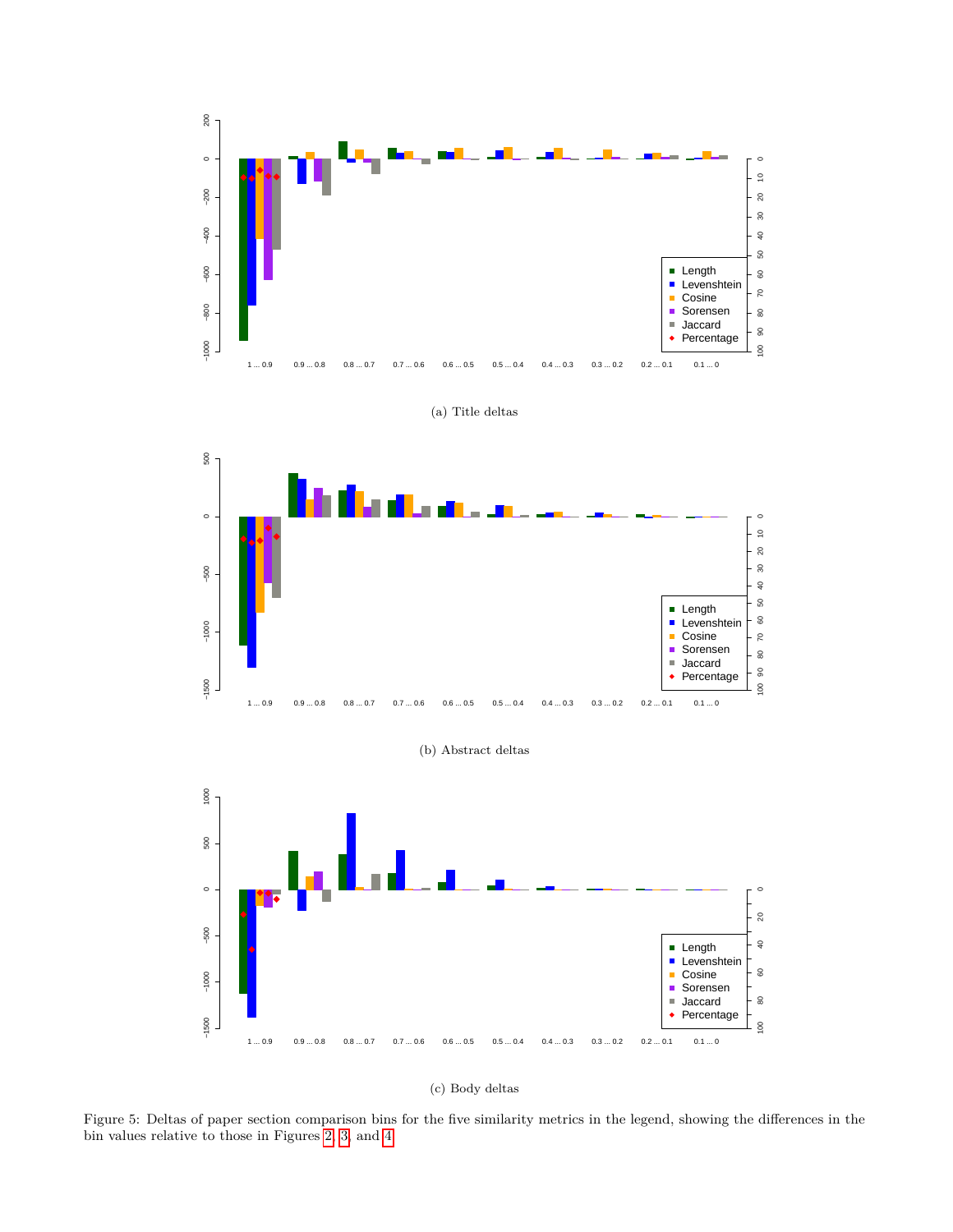(a) Title deltas

(b) Abstract deltas

(c) Body deltas

Figure 5: Deltas of paper section comparison bins for the five similarity metrics in the legend, showing the differences in the bin values relative to those in Figures 2, 3, and 4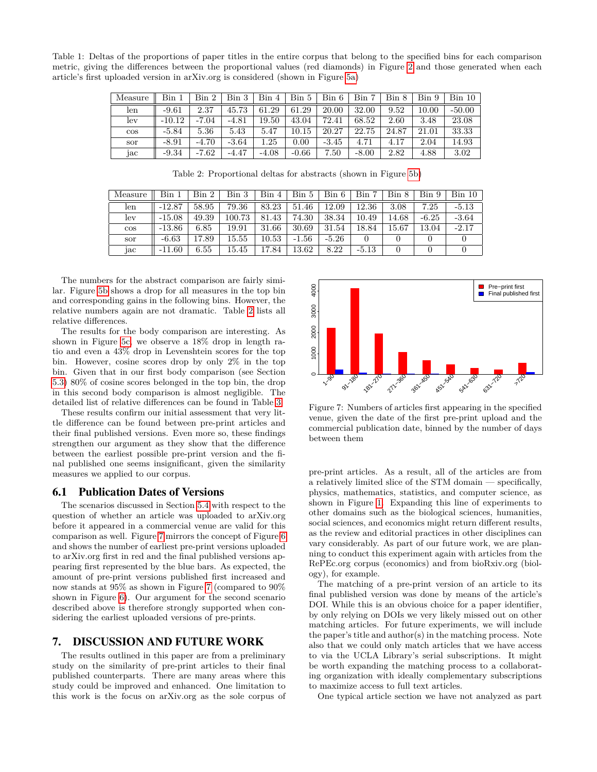Table 1: Deltas of the proportions of paper titles in the entire corpus that belong to the specified bins for each comparison metric, giving the differences between the proportional values (red diamonds) in Figure 2 and those generated when each article's first uploaded version in arXiv.org is considered (shown in Figure 5a)

| Measure | Bin 1 | Bin 2 | Bin 3 | Bin 4 | Bin 5 | Bin 6 | Bin 7 | Bin 8 | Bin 9 | Bin 10 |
|---|---|---|---|---|---|---|---|---|---|---|
| len | -9.61 | 2.37 | 45.73 | 61.29 | 61.29 | 20.00 | 32.00 | 9.52 | 10.00 | -50.00 |
| lev | -10.12 | -7.04 | -4.81 | 19.50 | 43.04 | 72.41 | 68.52 | 2.60 | 3.48 | 23.08 |
| cos | -5.84 | 5.36 | 5.43 | 5.47 | 10.15 | 20.27 | 22.75 | 24.87 | 21.01 | 33.33 |
| sor | -8.91 | -4.70 | -3.64 | 1.25 | 0.00 | -3.45 | 4.71 | 4.17 | 2.04 | 14.93 |
| jac | -9.34 | -7.62 | -4.47 | -4.08 | -0.66 | 7.50 | -8.00 | 2.82 | 4.88 | 3.02 |

Table 2: Proportional deltas for abstracts (shown in Figure 5b)

| Measure | Bin 1 | Bin 2 | Bin 3 | Bin 4 | Bin 5 | Bin 6 | Bin 7 | Bin 8 | Bin 9 | Bin 10 |
|---|---|---|---|---|---|---|---|---|---|---|
| len | -12.87 | 58.95 | 79.36 | 83.23 | 51.46 | 12.09 | 12.36 | 3.08 | 7.25 | -5.13 |
| lev | -15.08 | 49.39 | 100.73 | 81.43 | 74.30 | 38.34 | 10.49 | 14.68 | -6.25 | -3.64 |
| cos | -13.86 | 6.85 | 19.91 | 31.66 | 30.69 | 31.54 | 18.84 | 15.67 | 13.04 | -2.17 |
| sor | -6.63 | 17.89 | 15.55 | 10.53 | -1.56 | -5.26 | 0 | 0 | 0 | 0 |
| jac | -11.60 | 6.55 | 15.45 | 17.84 | 13.62 | 8.22 | -5.13 | 0 | 0 | 0 |

The numbers for the abstract comparison are fairly similar. Figure 5b shows a drop for all measures in the top bin and corresponding gains in the following bins. However, the relative numbers again are not dramatic. Table 2 lists all relative differences.

The results for the body comparison are interesting. As shown in Figure 5c, we observe a 18% drop in length ratio and even a 43% drop in Levenshtein scores for the top bin. However, cosine scores drop by only 2% in the top bin. Given that in our first body comparison (see Section 5.3) 80% of cosine scores belonged in the top bin, the drop in this second body comparison is almost negligible. The detailed list of relative differences can be found in Table 3.

These results confirm our initial assessment that very little difference can be found between pre-print articles and their final published versions. Even more so, these findings strengthen our argument as they show that the difference between the earliest possible pre-print version and the final published one seems insignificant, given the similarity measures we applied to our corpus.

## 6.1 Publication Dates of Versions

The scenarios discussed in Section 5.4 with respect to the question of whether an article was uploaded to arXiv.org before it appeared in a commercial venue are valid for this comparison as well. Figure 7 mirrors the concept of Figure 6 and shows the number of earliest pre-print versions uploaded to arXiv.org first in red and the final published versions appearing first represented by the blue bars. As expected, the amount of pre-print versions published first increased and now stands at 95% as shown in Figure 7 (compared to 90% shown in Figure 6). Our argument for the second scenario described above is therefore strongly supported when considering the earliest uploaded versions of pre-prints.

Figure 7: Numbers of articles first appearing in the specified venue, given the date of the first pre-print upload and the commercial publication date, binned by the number of days between them

# 7. DISCUSSION AND FUTURE WORK

The results outlined in this paper are from a preliminary study on the similarity of pre-print articles to their final published counterparts. There are many areas where this study could be improved and enhanced. One limitation to this work is the focus on arXiv.org as the sole corpus of pre-print articles. As a result, all of the articles are from a relatively limited slice of the STM domain — specifically, physics, mathematics, statistics, and computer science, as shown in Figure 1. Expanding this line of experiments to other domains such as the biological sciences, humanities, social sciences, and economics might return different results, as the review and editorial practices in other disciplines can vary considerably. As part of our future work, we are planning to conduct this experiment again with articles from the RePEc.org corpus (economics) and from bioRxiv.org (biology), for example.

The matching of a pre-print version of an article to its final published version was done by means of the article's DOI. While this is an obvious choice for a paper identifier, by only relying on DOIs we very likely missed out on other matching articles. For future experiments, we will include the paper's title and author(s) in the matching process. Note also that we could only match articles that we have access to via the UCLA Library's serial subscriptions. It might be worth expanding the matching process to a collaborating organization with ideally complementary subscriptions to maximize access to full text articles.

One typical article section we have not analyzed as part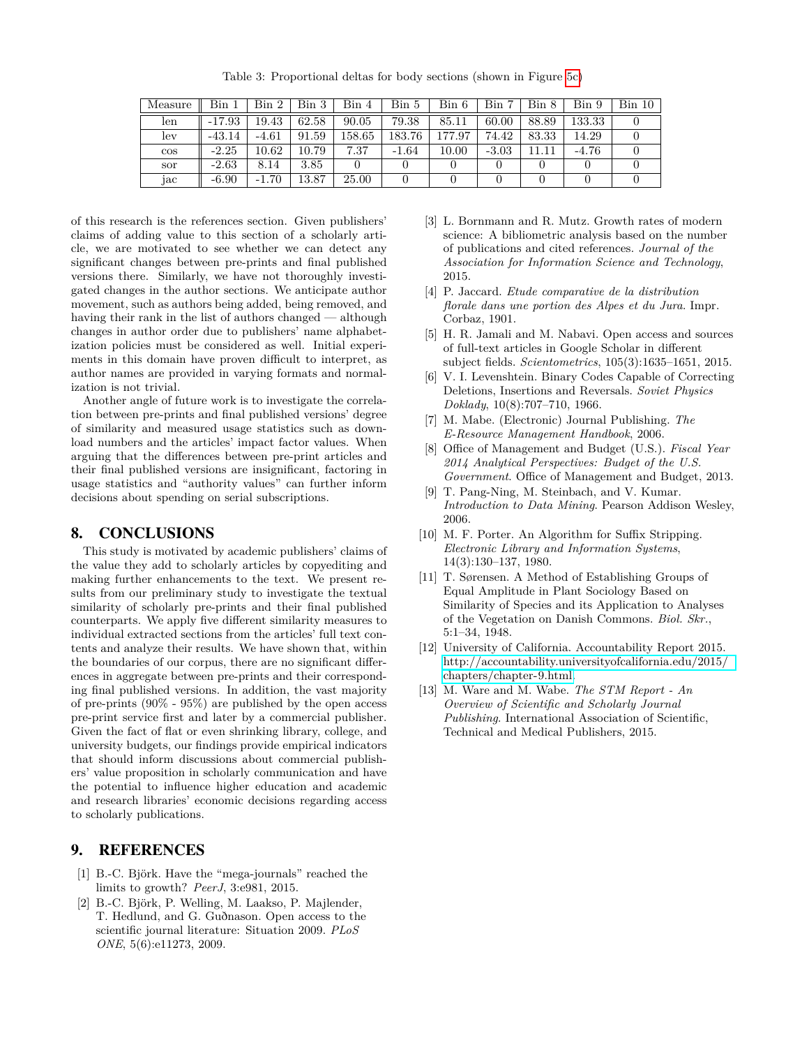Table 3: Proportional deltas for body sections (shown in Figure 5c)

| Measure | Bin 1 | Bin 2 | Bin 3 | Bin 4 | Bin 5 | Bin 6 | Bin 7 | Bin 8 | Bin 9 | Bin 10 |
|---|---|---|---|---|---|---|---|---|---|---|
| len | -17.93 | 19.43 | 62.58 | 90.05 | 79.38 | 85.11 | 60.00 | 88.89 | 133.33 | 0 |
| lev | -43.14 | -4.61 | 91.59 | 158.65 | 183.76 | 177.97 | 74.42 | 83.33 | 14.29 | 0 |
| cos | -2.25 | 10.62 | 10.79 | 7.37 | -1.64 | 10.00 | -3.03 | 11.11 | -4.76 | 0 |
| sor | -2.63 | 8.14 | 3.85 | 0 | 0 | 0 | 0 | 0 | 0 | 0 |
| jac | -6.90 | -1.70 | 13.87 | 25.00 | 0 | 0 | 0 | 0 | 0 | 0 |

of this research is the references section. Given publishers' claims of adding value to this section of a scholarly article, we are motivated to see whether we can detect any significant changes between pre-prints and final published versions there. Similarly, we have not thoroughly investigated changes in the author sections. We anticipate author movement, such as authors being added, being removed, and having their rank in the list of authors changed — although changes in author order due to publishers' name alphabetization policies must be considered as well. Initial experiments in this domain have proven difficult to interpret, as author names are provided in varying formats and normalization is not trivial.

Another angle of future work is to investigate the correlation between pre-prints and final published versions' degree of similarity and measured usage statistics such as download numbers and the articles' impact factor values. When arguing that the differences between pre-print articles and their final published versions are insignificant, factoring in usage statistics and "authority values" can further inform decisions about spending on serial subscriptions.

## 8. CONCLUSIONS

This study is motivated by academic publishers' claims of the value they add to scholarly articles by copyediting and making further enhancements to the text. We present results from our preliminary study to investigate the textual similarity of scholarly pre-prints and their final published counterparts. We apply five different similarity measures to individual extracted sections from the articles' full text contents and analyze their results. We have shown that, within the boundaries of our corpus, there are no significant differences in aggregate between pre-prints and their corresponding final published versions. In addition, the vast majority of pre-prints (90% - 95%) are published by the open access pre-print service first and later by a commercial publisher. Given the fact of flat or even shrinking library, college, and university budgets, our findings provide empirical indicators that should inform discussions about commercial publishers' value proposition in scholarly communication and have the potential to influence higher education and academic and research libraries' economic decisions regarding access to scholarly publications.

## 9. REFERENCES

[1] B.-C. Björk. Have the "mega-journals" reached the limits to growth? *PeerJ*, 3:e981, 2015.

[2] B.-C. Björk, P. Welling, M. Laakso, P. Majlender, T. Hedlund, and G. Guðnason. Open access to the scientific journal literature: Situation 2009. *PLoS ONE*, 5(6):e11273, 2009.

[3] L. Bornmann and R. Mutz. Growth rates of modern science: A bibliometric analysis based on the number of publications and cited references. *Journal of the Association for Information Science and Technology*, 2015.

[4] P. Jaccard. *Etude comparative de la distribution florale dans une portion des Alpes et du Jura*. Impr. Corbaz, 1901.

[5] H. R. Jamali and M. Nabavi. Open access and sources of full-text articles in Google Scholar in different subject fields. *Scientometrics*, 105(3):1635–1651, 2015.

[6] V. I. Levenshtein. Binary Codes Capable of Correcting Deletions, Insertions and Reversals. *Soviet Physics Doklady*, 10(8):707–710, 1966.

[7] M. Mabe. (Electronic) Journal Publishing. *The E-Resource Management Handbook*, 2006.

[8] Office of Management and Budget (U.S.). *Fiscal Year 2014 Analytical Perspectives: Budget of the U.S. Government*. Office of Management and Budget, 2013.

[9] T. Pang-Ning, M. Steinbach, and V. Kumar. *Introduction to Data Mining*. Pearson Addison Wesley, 2006.

[10] M. F. Porter. An Algorithm for Suffix Stripping. *Electronic Library and Information Systems*, 14(3):130–137, 1980.

[11] T. Sørensen. A Method of Establishing Groups of Equal Amplitude in Plant Sociology Based on Similarity of Species and its Application to Analyses of the Vegetation on Danish Commons. *Biol. Skr.*, 5:1–34, 1948.

[12] University of California. Accountability Report 2015. http://accountability.universityofcalifornia.edu/2015/chapters/chapter-9.html.

[13] M. Ware and M. Wabe. *The STM Report - An Overview of Scientific and Scholarly Journal Publishing*. International Association of Scientific, Technical and Medical Publishers, 2015.